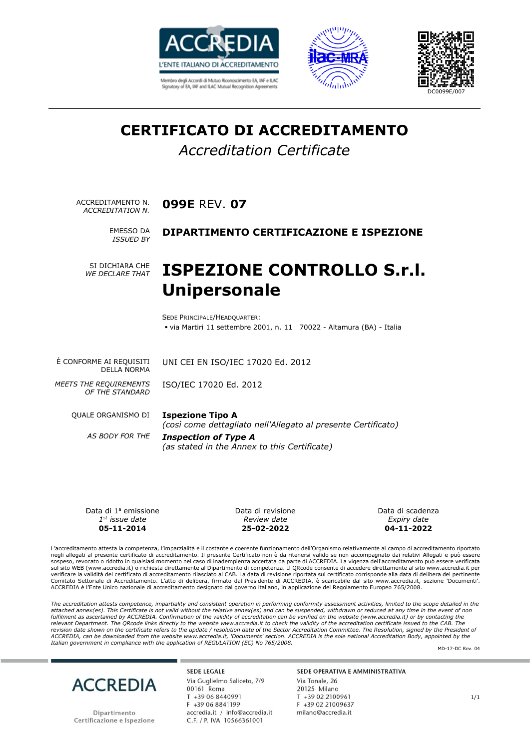ACCREDIA
L'ENTE ITALIANO DI ACCREDITAMENTO

Membro degli Accordi di Mutuo Riconoscimento EA, IAF e ILAC
Signatory of EA, IAF and ILAC Mutual Recognition Agreements

DC0099E/007

# CERTIFICATO DI ACCREDITAMENTO

*Accreditation Certificate*

ACCREDITAMENTO N.
*ACCREDITATION N.*
**099E** REV. **07**

EMESSO DA
*ISSUED BY*
**DIPARTIMENTO CERTIFICAZIONE E ISPEZIONE**

SI DICHIARA CHE
*WE DECLARE THAT*

## ISPEZIONE CONTROLLO S.r.l. Unipersonale

SEDE PRINCIPALE/HEADQUARTER:

- via Martiri 11 settembre 2001, n. 11  70022 - Altamura (BA) - Italia

È CONFORME AI REQUISITI DELLA NORMA
UNI CEI EN ISO/IEC 17020 Ed. 2012

*MEETS THE REQUIREMENTS OF THE STANDARD*
ISO/IEC 17020 Ed. 2012

QUALE ORGANISMO DI
**Ispezione Tipo A**
*(così come dettagliato nell'Allegato al presente Certificato)*

*AS BODY FOR THE*
***Inspection of Type A***
*(as stated in the Annex to this Certificate)*

| Data di 1ª emissione<br>*1st issue date* | Data di revisione<br>*Review date* | Data di scadenza<br>*Expiry date* |
|---|---|---|
| **05-11-2014** | **25-02-2022** | **04-11-2022** |

L'accreditamento attesta la competenza, l'imparzialità e il costante e coerente funzionamento dell'Organismo relativamente al campo di accreditamento riportato negli allegati al presente certificato di accreditamento. Il presente Certificato non è da ritenersi valido se non accompagnato dai relativi Allegati e può essere sospeso, revocato o ridotto in qualsiasi momento nel caso di inadempienza accertata da parte di ACCREDIA. La vigenza dell'accreditamento può essere verificata sul sito WEB (www.accredia.it) o richiesta direttamente al Dipartimento di competenza. Il QRcode consente di accedere direttamente al sito www.accredia.it per verificare la validità del certificato di accreditamento rilasciato al CAB. La data di revisione riportata sul certificato corrisponde alla data di delibera del pertinente Comitato Settoriale di Accreditamento. L'atto di delibera, firmato dal Presidente di ACCREDIA, è scaricabile dal sito www.accredia.it, sezione 'Documenti'. ACCREDIA è l'Ente Unico nazionale di accreditamento designato dal governo italiano, in applicazione del Regolamento Europeo 765/2008.

*The accreditation attests competence, impartiality and consistent operation in performing conformity assessment activities, limited to the scope detailed in the attached annex(es). This Certificate is not valid without the relative annex(es) and can be suspended, withdrawn or reduced at any time in the event of non fulfilment as ascertained by ACCREDIA. Confirmation of the validity of accreditation can be verified on the website (www.accredia.it) or by contacting the relevant Department. The QRcode links directly to the website www.accredia.it to check the validity of the accreditation certificate issued to the CAB. The revision date shown on the certificate refers to the update / resolution date of the Sector Accreditation Committee. The Resolution, signed by the President of ACCREDIA, can be downloaded from the website www.accredia.it, 'Documents' section. ACCREDIA is the sole national Accreditation Body, appointed by the Italian government in compliance with the application of REGULATION (EC) No 765/2008.*

MD-17-DC Rev. 04

ACCREDIA
Dipartimento Certificazione e Ispezione

**SEDE LEGALE**
Via Guglielmo Saliceto, 7/9
00161 Roma
T +39 06 8440991
F +39 06 8841199
accredia.it / info@accredia.it
C.F. / P. IVA 10566361001

**SEDE OPERATIVA E AMMINISTRATIVA**
Via Tonale, 26
20125 Milano
T +39 02 2100961
F +39 02 21009637
milano@accredia.it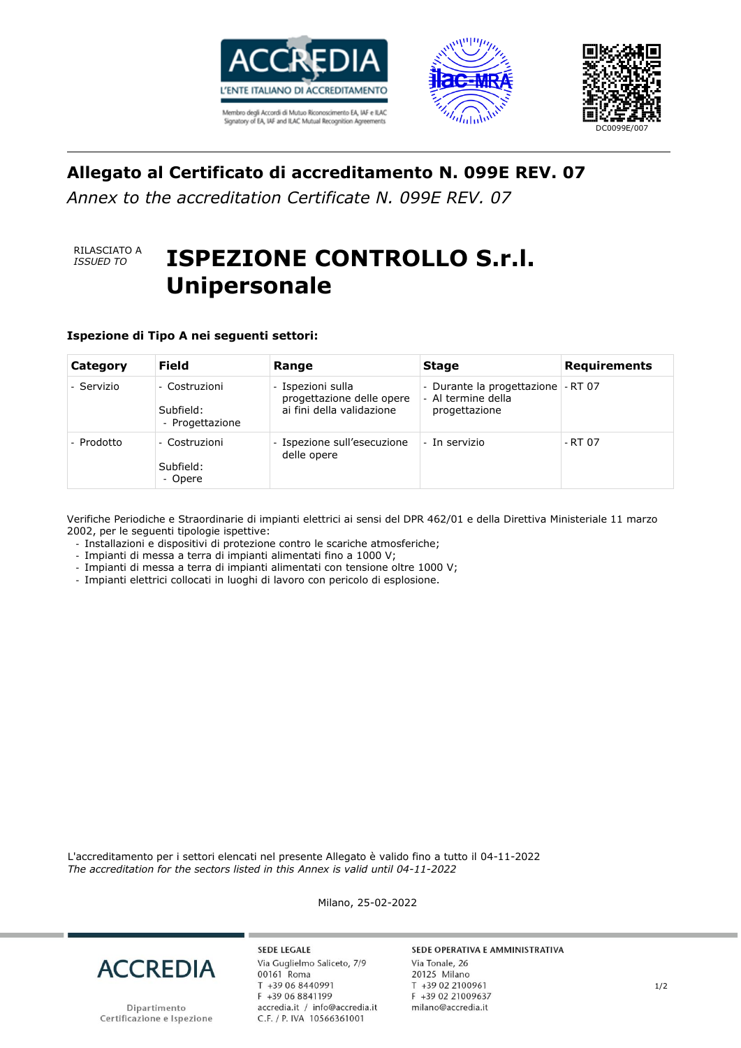# Allegato al Certificato di accreditamento N. 099E REV. 07

*Annex to the accreditation Certificate N. 099E REV. 07*

RILASCIATO A
*ISSUED TO*

## ISPEZIONE CONTROLLO S.r.l. Unipersonale

**Ispezione di Tipo A nei seguenti settori:**

| Category | Field | Range | Stage | Requirements |
|---|---|---|---|---|
| - Servizio | - Costruzioni<br><br>Subfield:<br>- Progettazione | - Ispezioni sulla progettazione delle opere ai fini della validazione | - Durante la progettazione<br>- Al termine della progettazione | - RT 07 |
| - Prodotto | - Costruzioni<br><br>Subfield:<br>- Opere | - Ispezione sull'esecuzione delle opere | - In servizio | - RT 07 |

Verifiche Periodiche e Straordinarie di impianti elettrici ai sensi del DPR 462/01 e della Direttiva Ministeriale 11 marzo 2002, per le seguenti tipologie ispettive:

- Installazioni e dispositivi di protezione contro le scariche atmosferiche;
- Impianti di messa a terra di impianti alimentati fino a 1000 V;
- Impianti di messa a terra di impianti alimentati con tensione oltre 1000 V;
- Impianti elettrici collocati in luoghi di lavoro con pericolo di esplosione.

L'accreditamento per i settori elencati nel presente Allegato è valido fino a tutto il 04-11-2022
*The accreditation for the sectors listed in this Annex is valid until 04-11-2022*

Milano, 25-02-2022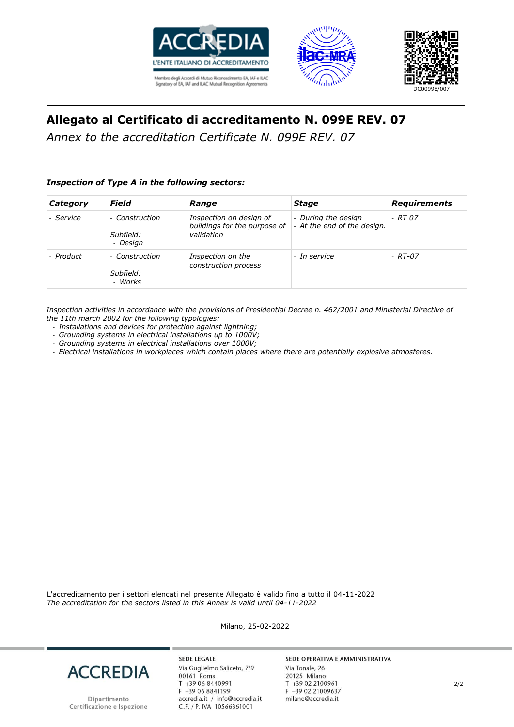# Allegato al Certificato di accreditamento N. 099E REV. 07

*Annex to the accreditation Certificate N. 099E REV. 07*

***Inspection of Type A in the following sectors:***

| *Category* | *Field* | *Range* | *Stage* | *Requirements* |
|---|---|---|---|---|
| *- Service* | *- Construction*<br><br>*Subfield:*<br>*- Design* | *Inspection on design of buildings for the purpose of validation* | *- During the design*<br>*- At the end of the design.* | *- RT 07* |
| *- Product* | *- Construction*<br><br>*Subfield:*<br>*- Works* | *Inspection on the construction process* | *- In service* | *- RT-07* |

*Inspection activities in accordance with the provisions of Presidential Decree n. 462/2001 and Ministerial Directive of the 11th march 2002 for the following typologies:*

- *Installations and devices for protection against lightning;*
- *Grounding systems in electrical installations up to 1000V;*
- *Grounding systems in electrical installations over 1000V;*
- *Electrical installations in workplaces which contain places where there are potentially explosive atmosferes.*

L'accreditamento per i settori elencati nel presente Allegato è valido fino a tutto il 04-11-2022

*The accreditation for the sectors listed in this Annex is valid until 04-11-2022*

Milano, 25-02-2022

ACCREDIA
Dipartimento Certificazione e Ispezione

SEDE LEGALE
Via Guglielmo Saliceto, 7/9
00161 Roma
T +39 06 8440991
F +39 06 8841199
accredia.it / info@accredia.it
C.F. / P. IVA 10566361001

SEDE OPERATIVA E AMMINISTRATIVA
Via Tonale, 26
20125 Milano
T +39 02 2100961
F +39 02 21009637
milano@accredia.it